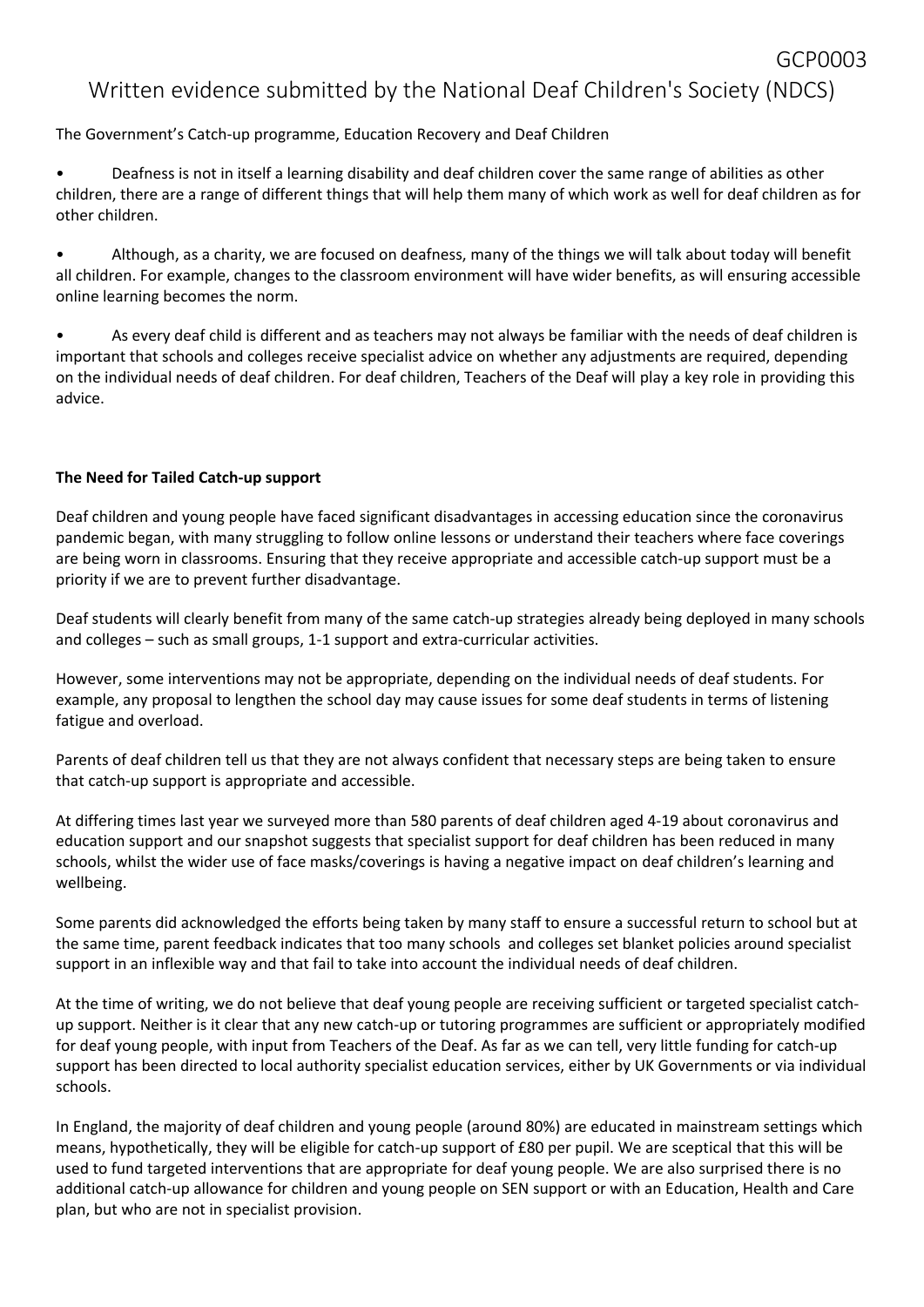GCP0003

# Written evidence submitted by the National Deaf Children's Society (NDCS)

The Government's Catch-up programme, Education Recovery and Deaf Children

- Deafness is not in itself a learning disability and deaf children cover the same range of abilities as other children, there are a range of different things that will help them many of which work as well for deaf children as for other children.
- Although, as a charity, we are focused on deafness, many of the things we will talk about today will benefit all children. For example, changes to the classroom environment will have wider benefits, as will ensuring accessible online learning becomes the norm.
- As every deaf child is different and as teachers may not always be familiar with the needs of deaf children is important that schools and colleges receive specialist advice on whether any adjustments are required, depending on the individual needs of deaf children. For deaf children, Teachers of the Deaf will play a key role in providing this advice.

**The Need for Tailed Catch-up support**

Deaf children and young people have faced significant disadvantages in accessing education since the coronavirus pandemic began, with many struggling to follow online lessons or understand their teachers where face coverings are being worn in classrooms. Ensuring that they receive appropriate and accessible catch-up support must be a priority if we are to prevent further disadvantage.

Deaf students will clearly benefit from many of the same catch-up strategies already being deployed in many schools and colleges – such as small groups, 1-1 support and extra-curricular activities.

However, some interventions may not be appropriate, depending on the individual needs of deaf students. For example, any proposal to lengthen the school day may cause issues for some deaf students in terms of listening fatigue and overload.

Parents of deaf children tell us that they are not always confident that necessary steps are being taken to ensure that catch-up support is appropriate and accessible.

At differing times last year we surveyed more than 580 parents of deaf children aged 4-19 about coronavirus and education support and our snapshot suggests that specialist support for deaf children has been reduced in many schools, whilst the wider use of face masks/coverings is having a negative impact on deaf children's learning and wellbeing.

Some parents did acknowledged the efforts being taken by many staff to ensure a successful return to school but at the same time, parent feedback indicates that too many schools and colleges set blanket policies around specialist support in an inflexible way and that fail to take into account the individual needs of deaf children.

At the time of writing, we do not believe that deaf young people are receiving sufficient or targeted specialist catch-up support. Neither is it clear that any new catch-up or tutoring programmes are sufficient or appropriately modified for deaf young people, with input from Teachers of the Deaf. As far as we can tell, very little funding for catch-up support has been directed to local authority specialist education services, either by UK Governments or via individual schools.

In England, the majority of deaf children and young people (around 80%) are educated in mainstream settings which means, hypothetically, they will be eligible for catch-up support of £80 per pupil. We are sceptical that this will be used to fund targeted interventions that are appropriate for deaf young people. We are also surprised there is no additional catch-up allowance for children and young people on SEN support or with an Education, Health and Care plan, but who are not in specialist provision.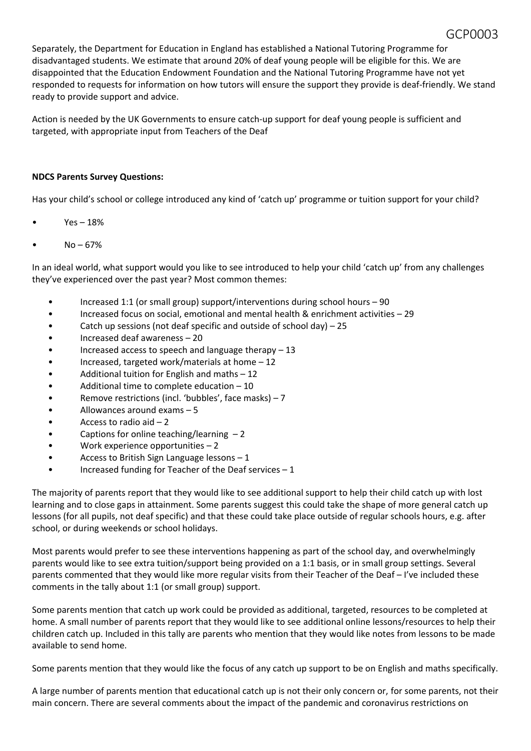Separately, the Department for Education in England has established a National Tutoring Programme for disadvantaged students. We estimate that around 20% of deaf young people will be eligible for this. We are disappointed that the Education Endowment Foundation and the National Tutoring Programme have not yet responded to requests for information on how tutors will ensure the support they provide is deaf-friendly. We stand ready to provide support and advice.

Action is needed by the UK Governments to ensure catch-up support for deaf young people is sufficient and targeted, with appropriate input from Teachers of the Deaf

**NDCS Parents Survey Questions:**

Has your child's school or college introduced any kind of 'catch up' programme or tuition support for your child?

- Yes – 18%
- No – 67%

In an ideal world, what support would you like to see introduced to help your child 'catch up' from any challenges they've experienced over the past year? Most common themes:

- Increased 1:1 (or small group) support/interventions during school hours – 90
- Increased focus on social, emotional and mental health & enrichment activities – 29
- Catch up sessions (not deaf specific and outside of school day) – 25
- Increased deaf awareness – 20
- Increased access to speech and language therapy – 13
- Increased, targeted work/materials at home – 12
- Additional tuition for English and maths – 12
- Additional time to complete education – 10
- Remove restrictions (incl. 'bubbles', face masks) – 7
- Allowances around exams – 5
- Access to radio aid – 2
- Captions for online teaching/learning – 2
- Work experience opportunities – 2
- Access to British Sign Language lessons – 1
- Increased funding for Teacher of the Deaf services – 1

The majority of parents report that they would like to see additional support to help their child catch up with lost learning and to close gaps in attainment. Some parents suggest this could take the shape of more general catch up lessons (for all pupils, not deaf specific) and that these could take place outside of regular schools hours, e.g. after school, or during weekends or school holidays.

Most parents would prefer to see these interventions happening as part of the school day, and overwhelmingly parents would like to see extra tuition/support being provided on a 1:1 basis, or in small group settings. Several parents commented that they would like more regular visits from their Teacher of the Deaf – I've included these comments in the tally about 1:1 (or small group) support.

Some parents mention that catch up work could be provided as additional, targeted, resources to be completed at home. A small number of parents report that they would like to see additional online lessons/resources to help their children catch up. Included in this tally are parents who mention that they would like notes from lessons to be made available to send home.

Some parents mention that they would like the focus of any catch up support to be on English and maths specifically.

A large number of parents mention that educational catch up is not their only concern or, for some parents, not their main concern. There are several comments about the impact of the pandemic and coronavirus restrictions on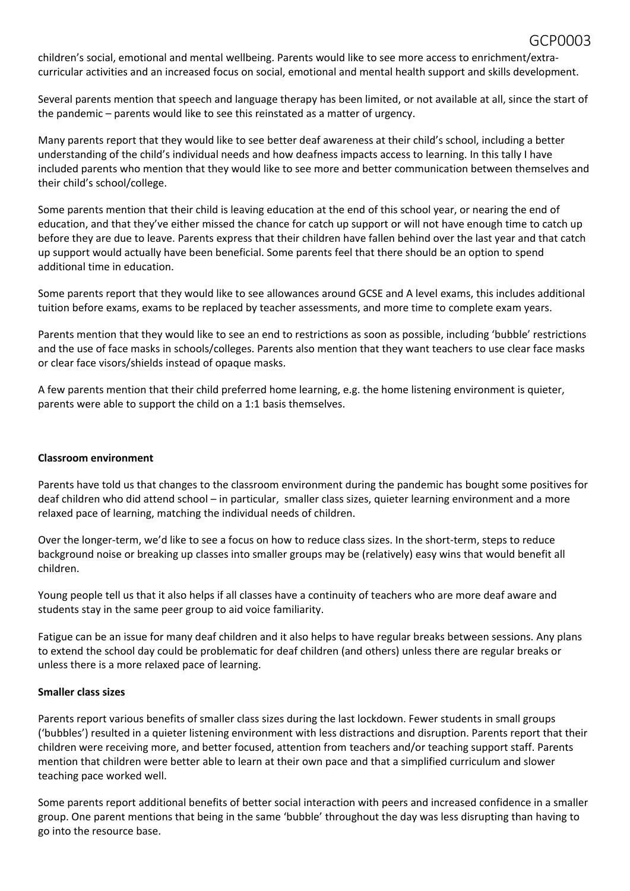children's social, emotional and mental wellbeing. Parents would like to see more access to enrichment/extra-curricular activities and an increased focus on social, emotional and mental health support and skills development.

Several parents mention that speech and language therapy has been limited, or not available at all, since the start of the pandemic – parents would like to see this reinstated as a matter of urgency.

Many parents report that they would like to see better deaf awareness at their child's school, including a better understanding of the child's individual needs and how deafness impacts access to learning. In this tally I have included parents who mention that they would like to see more and better communication between themselves and their child's school/college.

Some parents mention that their child is leaving education at the end of this school year, or nearing the end of education, and that they've either missed the chance for catch up support or will not have enough time to catch up before they are due to leave. Parents express that their children have fallen behind over the last year and that catch up support would actually have been beneficial. Some parents feel that there should be an option to spend additional time in education.

Some parents report that they would like to see allowances around GCSE and A level exams, this includes additional tuition before exams, exams to be replaced by teacher assessments, and more time to complete exam years.

Parents mention that they would like to see an end to restrictions as soon as possible, including 'bubble' restrictions and the use of face masks in schools/colleges. Parents also mention that they want teachers to use clear face masks or clear face visors/shields instead of opaque masks.

A few parents mention that their child preferred home learning, e.g. the home listening environment is quieter, parents were able to support the child on a 1:1 basis themselves.

**Classroom environment**

Parents have told us that changes to the classroom environment during the pandemic has bought some positives for deaf children who did attend school – in particular, smaller class sizes, quieter learning environment and a more relaxed pace of learning, matching the individual needs of children.

Over the longer-term, we'd like to see a focus on how to reduce class sizes. In the short-term, steps to reduce background noise or breaking up classes into smaller groups may be (relatively) easy wins that would benefit all children.

Young people tell us that it also helps if all classes have a continuity of teachers who are more deaf aware and students stay in the same peer group to aid voice familiarity.

Fatigue can be an issue for many deaf children and it also helps to have regular breaks between sessions. Any plans to extend the school day could be problematic for deaf children (and others) unless there are regular breaks or unless there is a more relaxed pace of learning.

**Smaller class sizes**

Parents report various benefits of smaller class sizes during the last lockdown. Fewer students in small groups ('bubbles') resulted in a quieter listening environment with less distractions and disruption. Parents report that their children were receiving more, and better focused, attention from teachers and/or teaching support staff. Parents mention that children were better able to learn at their own pace and that a simplified curriculum and slower teaching pace worked well.

Some parents report additional benefits of better social interaction with peers and increased confidence in a smaller group. One parent mentions that being in the same 'bubble' throughout the day was less disrupting than having to go into the resource base.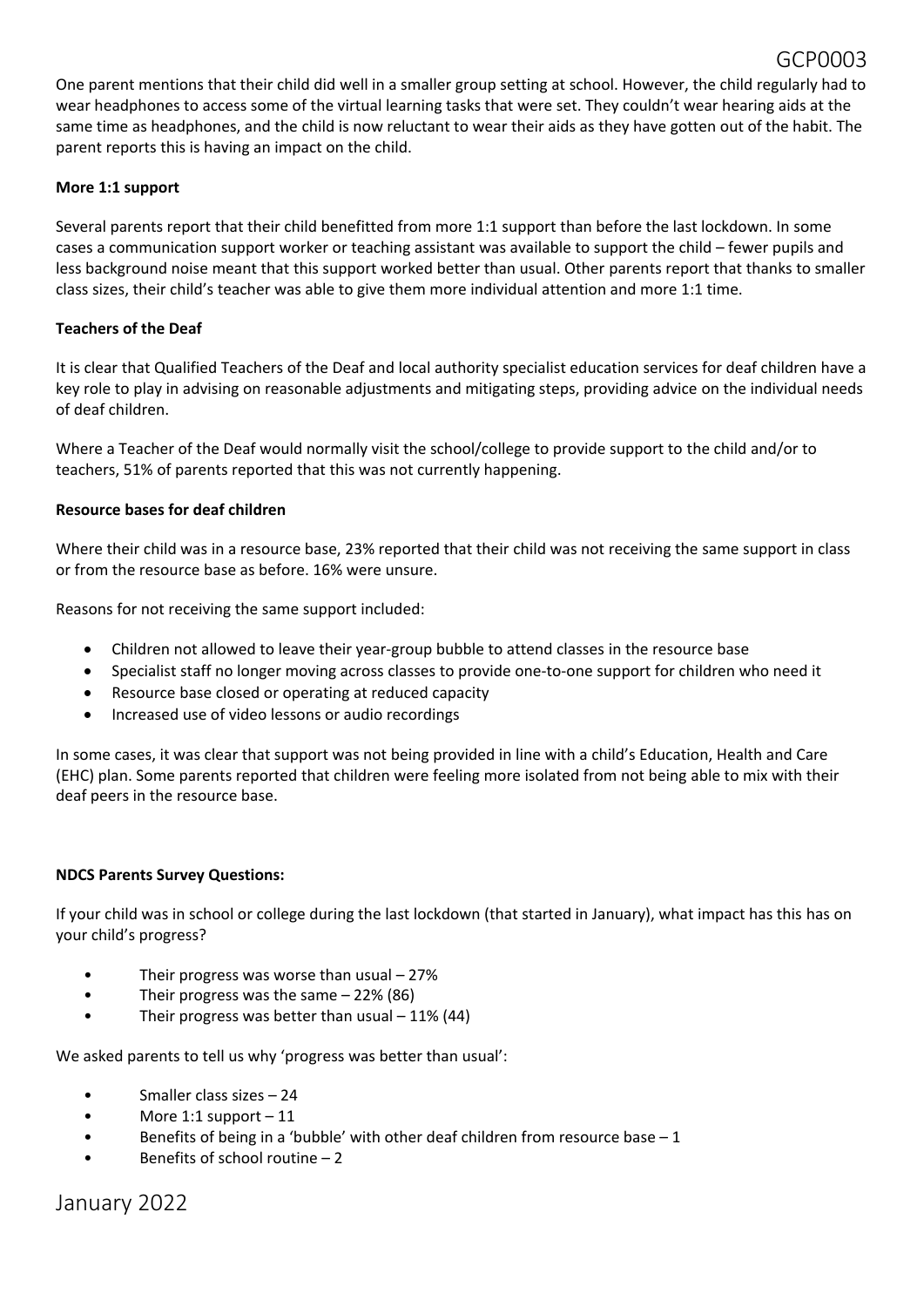One parent mentions that their child did well in a smaller group setting at school. However, the child regularly had to wear headphones to access some of the virtual learning tasks that were set. They couldn't wear hearing aids at the same time as headphones, and the child is now reluctant to wear their aids as they have gotten out of the habit. The parent reports this is having an impact on the child.

**More 1:1 support**

Several parents report that their child benefitted from more 1:1 support than before the last lockdown. In some cases a communication support worker or teaching assistant was available to support the child – fewer pupils and less background noise meant that this support worked better than usual. Other parents report that thanks to smaller class sizes, their child's teacher was able to give them more individual attention and more 1:1 time.

**Teachers of the Deaf**

It is clear that Qualified Teachers of the Deaf and local authority specialist education services for deaf children have a key role to play in advising on reasonable adjustments and mitigating steps, providing advice on the individual needs of deaf children.

Where a Teacher of the Deaf would normally visit the school/college to provide support to the child and/or to teachers, 51% of parents reported that this was not currently happening.

**Resource bases for deaf children**

Where their child was in a resource base, 23% reported that their child was not receiving the same support in class or from the resource base as before. 16% were unsure.

Reasons for not receiving the same support included:

- Children not allowed to leave their year-group bubble to attend classes in the resource base
- Specialist staff no longer moving across classes to provide one-to-one support for children who need it
- Resource base closed or operating at reduced capacity
- Increased use of video lessons or audio recordings

In some cases, it was clear that support was not being provided in line with a child's Education, Health and Care (EHC) plan. Some parents reported that children were feeling more isolated from not being able to mix with their deaf peers in the resource base.

**NDCS Parents Survey Questions:**

If your child was in school or college during the last lockdown (that started in January), what impact has this has on your child's progress?

- Their progress was worse than usual – 27%
- Their progress was the same – 22% (86)
- Their progress was better than usual – 11% (44)

We asked parents to tell us why 'progress was better than usual':

- Smaller class sizes – 24
- More 1:1 support – 11
- Benefits of being in a 'bubble' with other deaf children from resource base – 1
- Benefits of school routine – 2